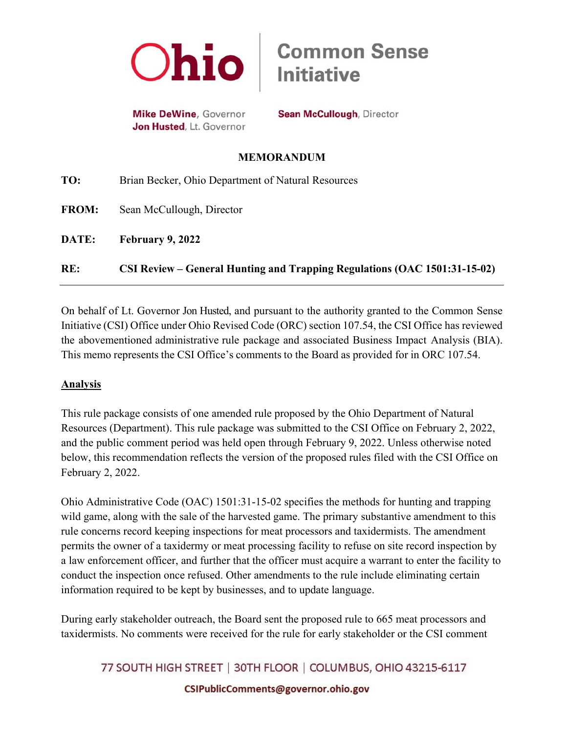**Ohio** | **Common Sense Initiative**

**Mike DeWine**, Governor
**Jon Husted**, Lt. Governor

**Sean McCullough**, Director

**MEMORANDUM**

**TO:** Brian Becker, Ohio Department of Natural Resources

**FROM:** Sean McCullough, Director

**DATE:** **February 9, 2022**

**RE:** **CSI Review – General Hunting and Trapping Regulations (OAC 1501:31-15-02)**

---

On behalf of Lt. Governor Jon Husted, and pursuant to the authority granted to the Common Sense Initiative (CSI) Office under Ohio Revised Code (ORC) section 107.54, the CSI Office has reviewed the abovementioned administrative rule package and associated Business Impact Analysis (BIA). This memo represents the CSI Office's comments to the Board as provided for in ORC 107.54.

## Analysis

This rule package consists of one amended rule proposed by the Ohio Department of Natural Resources (Department). This rule package was submitted to the CSI Office on February 2, 2022, and the public comment period was held open through February 9, 2022. Unless otherwise noted below, this recommendation reflects the version of the proposed rules filed with the CSI Office on February 2, 2022.

Ohio Administrative Code (OAC) 1501:31-15-02 specifies the methods for hunting and trapping wild game, along with the sale of the harvested game. The primary substantive amendment to this rule concerns record keeping inspections for meat processors and taxidermists. The amendment permits the owner of a taxidermy or meat processing facility to refuse on site record inspection by a law enforcement officer, and further that the officer must acquire a warrant to enter the facility to conduct the inspection once refused. Other amendments to the rule include eliminating certain information required to be kept by businesses, and to update language.

During early stakeholder outreach, the Board sent the proposed rule to 665 meat processors and taxidermists. No comments were received for the rule for early stakeholder or the CSI comment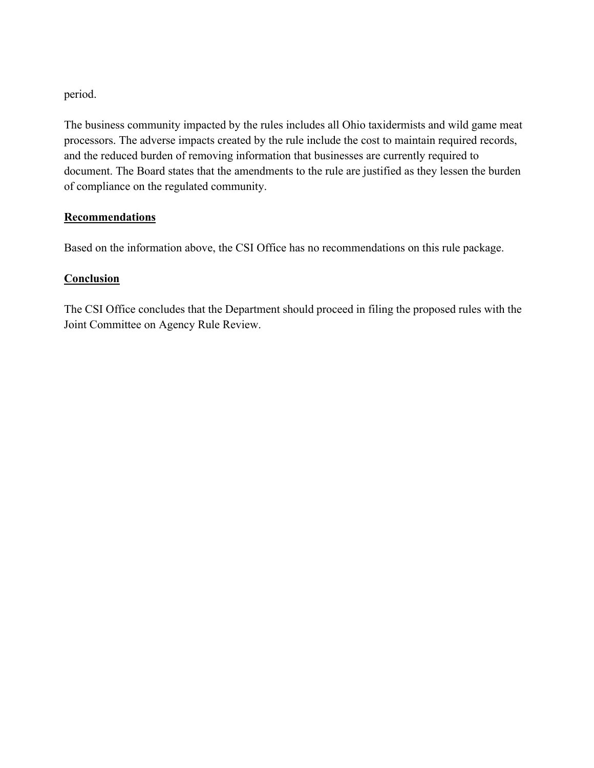period.

The business community impacted by the rules includes all Ohio taxidermists and wild game meat processors. The adverse impacts created by the rule include the cost to maintain required records, and the reduced burden of removing information that businesses are currently required to document. The Board states that the amendments to the rule are justified as they lessen the burden of compliance on the regulated community.

## Recommendations

Based on the information above, the CSI Office has no recommendations on this rule package.

## Conclusion

The CSI Office concludes that the Department should proceed in filing the proposed rules with the Joint Committee on Agency Rule Review.